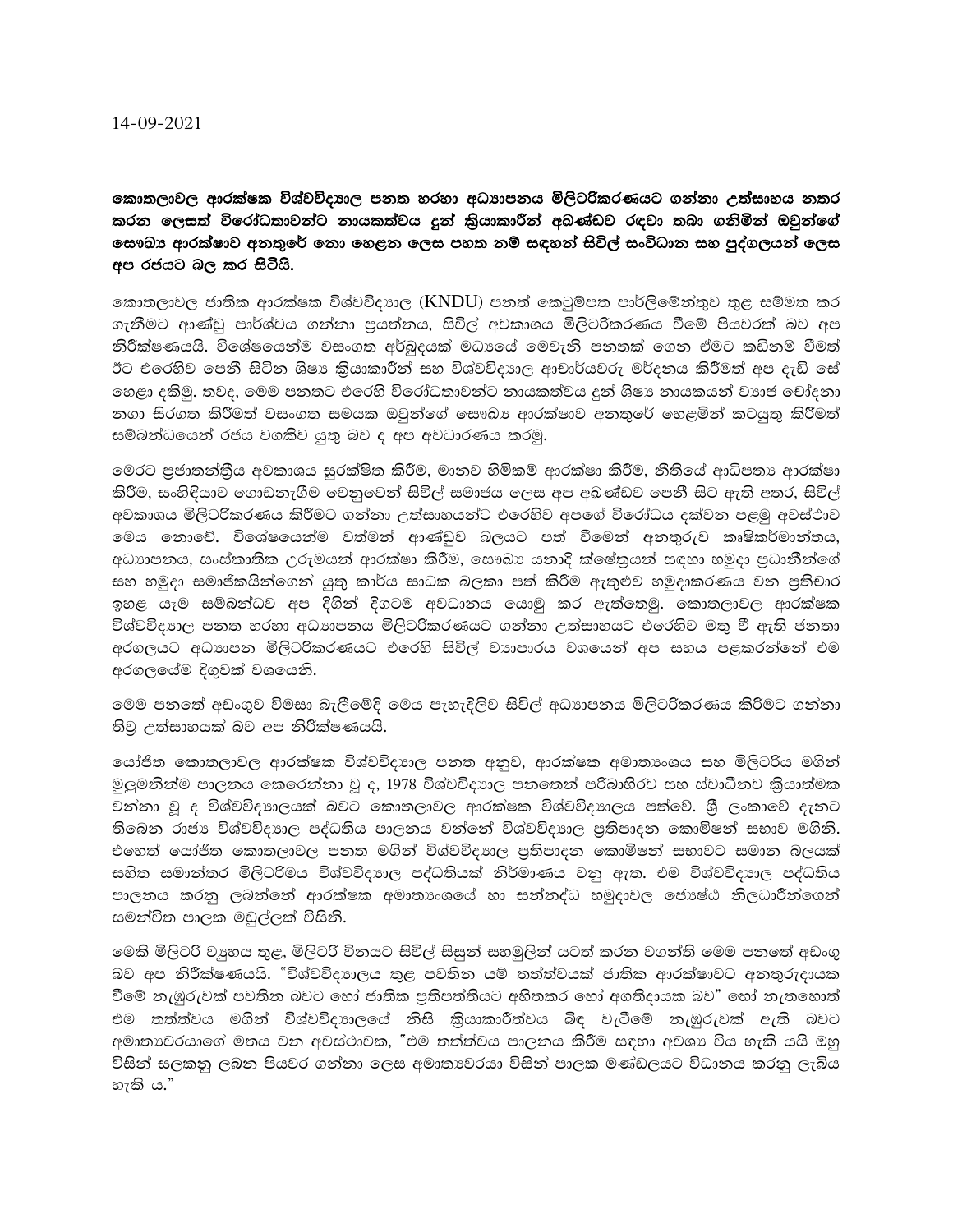14-09-2021

**කොතලාවල ආරක්ෂක විශ්වවිද්‍යාල පනත හරහා අධ්‍යාපනය මිලිටරිකරණයට ගන්නා උත්සාහය නතර කරන ලෙසත් විරෝධතාවන්ට නායකත්වය දුන් ක්‍රියාකාරීන් අඛණ්ඩව රඳවා තබා ගනිමින් ඔවුන්ගේ සෞඛ්‍ය ආරක්ෂාව අනතුරේ නො හෙළන ලෙස පහත නම් සඳහන් සිවිල් සංවිධාන සහ පුද්ගලයන් ලෙස අප රජයට බල කර සිටියි.**

කොතලාවල ජාතික ආරක්ෂක විශ්වවිද්‍යාල (KNDU) පනත් කෙටුම්පත පාර්ලිමේන්තුව තුළ සම්මත කර ගැනීමට ආණ්ඩු පාර්ශ්වය ගන්නා ප්‍රයත්නය, සිවිල් අවකාශය මිලිටරිකරණය වීමේ පියවරක් බව අප නිරීක්ෂණයයි. විශේෂයෙන්ම වසංගත අර්බුදයක් මධ්‍යයේ මෙවැනි පනතක් ගෙන ඒමට කඩිනම් වීමත් ඊට එරෙහිව පෙනී සිටින ශිෂ්‍ය ක්‍රියාකාරීන් සහ විශ්වවිද්‍යාල ආචාර්යවරු මර්දනය කිරීමත් අප දැඩි සේ හෙළා දකිමු. තවද, මෙම පනතට එරෙහි විරෝධතාවන්ට නායකත්වය දුන් ශිෂ්‍ය නායකයන් ව්‍යාජ චෝදනා නගා සිරගත කිරීමත් වසංගත සමයක ඔවුන්ගේ සෞඛ්‍ය ආරක්ෂාව අනතුරේ හෙළමින් කටයුතු කිරීමත් සම්බන්ධයෙන් රජය වගකිව යුතු බව ද අප අවධාරණය කරමු.

මෙරට ප්‍රජාතන්ත්‍රීය අවකාශය සුරක්ෂිත කිරීම, මානව හිමිකම් ආරක්ෂා කිරීම, නීතියේ ආධිපත්‍ය ආරක්ෂා කිරීම, සංහිඳියාව ගොඩනැගීම වෙනුවෙන් සිවිල් සමාජය ලෙස අප අඛණ්ඩව පෙනී සිට ඇති අතර, සිවිල් අවකාශය මිලිටරිකරණය කිරීමට ගන්නා උත්සාහයන්ට එරෙහිව අපගේ විරෝධය දක්වන පළමු අවස්ථාව මෙය නොවේ. විශේෂයෙන්ම වත්මන් ආණ්ඩුව බලයට පත් වීමෙන් අනතුරුව කෘෂිකර්මාන්තය, අධ්‍යාපනය, සංස්කෘතික උරුමයන් ආරක්ෂා කිරීම, සෞඛ්‍ය යනාදි ක්ෂේත්‍රයන් සඳහා හමුදා ප්‍රධානීන්ගේ සහ හමුදා සාමාජිකයින්ගෙන් යුතු කාර්ය සාධක බලකා පත් කිරීම ඇතුළුව හමුදාකරණය වන ප්‍රතිචාර ඉහළ යැම සම්බන්ධව අප දිගින් දිගටම අවධානය යොමු කර ඇත්තෙමු. කොතලාවල ආරක්ෂක විශ්වවිද්‍යාල පනත හරහා අධ්‍යාපනය මිලිටරිකරණයට ගන්නා උත්සාහයට එරෙහිව මතු වී ඇති ජනතා අරගලයට අධ්‍යාපන මිලිටරිකරණයට එරෙහි සිවිල් ව්‍යාපාරය වශයෙන් අප සහය පළකරන්නේ එම අරගලයේම දිගුවක් වශයෙනි.

මෙම පනතේ අඩංගුව විමසා බැලීමේදී මෙය පැහැදිලිව සිවිල් අධ්‍යාපනය මිලිටරිකරණය කිරීමට ගන්නා තිව්‍ර උත්සාහයක් බව අප නිරීක්ෂණයයි.

යෝජිත කොතලාවල ආරක්ෂක විශ්වවිද්‍යාල පනත අනුව, ආරක්ෂක අමාත්‍යංශය සහ මිලිටරිය මගින් මුලුමනින්ම පාලනය කෙරෙන්නා වූ ද, 1978 විශ්වවිද්‍යාල පනතෙන් පරිබාහිරව සහ ස්වාධීනව ක්‍රියාත්මක වන්නා වූ ද විශ්වවිද්‍යාලයක් බවට කොතලාවල ආරක්ෂක විශ්වවිද්‍යාලය පත්වේ. ශ්‍රී ලංකාවේ දැනට තිබෙන රාජ්‍ය විශ්වවිද්‍යාල පද්ධතිය පාලනය වන්නේ විශ්වවිද්‍යාල ප්‍රතිපාදන කොමිෂන් සභාව මගිනි. එහෙත් යෝජිත කොතලාවල පනත මගින් විශ්වවිද්‍යාල ප්‍රතිපාදන කොමිෂන් සභාවට සමාන බලයක් සහිත සමාන්තර මිලිටරිමය විශ්වවිද්‍යාල පද්ධතියක් නිර්මාණය වනු ඇත. එම විශ්වවිද්‍යාල පද්ධතිය පාලනය කරනු ලබන්නේ ආරක්ෂක අමාත්‍යංශයේ හා සන්නද්ධ හමුදාවල ජ්‍යෙෂ්ඨ නිලධාරීන්ගෙන් සමන්විත පාලක මඬුල්ලක් විසිනි.

මෙකී මිලිටරි ව්‍යුහය තුළ, මිලිටරි විනයට සිවිල් සිසුන් සහමුලින් යටත් කරන වගන්ති මෙම පනතේ අඩංගු බව අප නිරීක්ෂණයයි. "විශ්වවිද්‍යාලය තුළ පවතින යම් තත්ත්වයක් ජාතික ආරක්ෂාවට අනතුරුදායක වීමේ නැඹුරුවක් පවතින බවට හෝ ජාතික ප්‍රතිපත්තියට අහිතකර හෝ අගතිදායක බව" හෝ නැතහොත් එම තත්ත්වය මගින් විශ්වවිද්‍යාලයේ නිසි ක්‍රියාකාරීත්වය බිඳ වැටීමේ නැඹුරුවක් ඇති බවට අමාත්‍යවරයාගේ මතය වන අවස්ථාවක, "එම තත්ත්වය පාලනය කිරීම සඳහා අවශ්‍ය විය හැකි යයි ඔහු විසින් සලකනු ලබන පියවර ගන්නා ලෙස අමාත්‍යවරයා විසින් පාලක මණ්ඩලයට විධානය කරනු ලැබිය හැකි ය."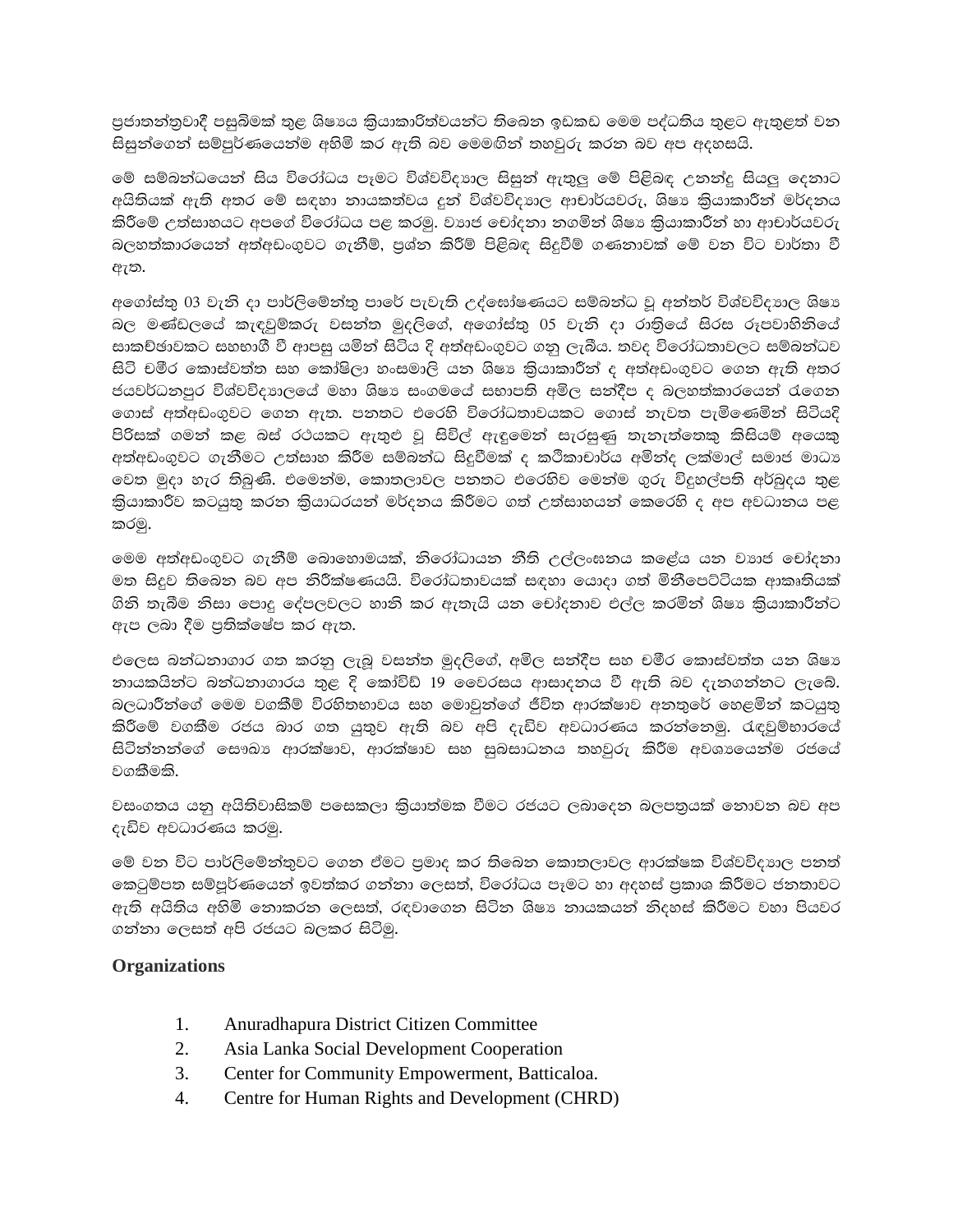ප්‍රජාතන්ත්‍රවාදී පසුබිමක් තුළ ශිෂ්‍යය ක්‍රියාකාරිත්වයන්ට තිබෙන ඉඩකඩ මෙම පද්ධතිය තුළට ඇතුළත් වන සිසුන්ගෙන් සම්පූර්ණයෙන්ම අහිමි කර ඇති බව මෙමගින් තහවුරු කරන බව අප අදහසයි.

මේ සම්බන්ධයෙන් සිය විරෝධය පෑමට විශ්වවිද්‍යාල සිසුන් ඇතුලු මේ පිළිබඳ උනන්දු සියලු දෙනාට අයිතියක් ඇති අතර මේ සඳහා නායකත්වය දුන් විශ්වවිද්‍යාල ආචාර්යවරු, ශිෂ්‍ය ක්‍රියාකාරීන් මර්දනය කිරීමේ උත්සාහයට අපගේ විරෝධය පළ කරමු. ව්‍යාජ චෝදනා නගමින් ශිෂ්‍ය ක්‍රියාකාරීන් හා ආචාර්යවරු බලහත්කාරයෙන් අත්අඩංගුවට ගැනීම්, ප්‍රශ්න කිරීම් පිළිබඳ සිදුවීම් ගණනාවක් මේ වන විට වාර්තා වී ඇත.

අගෝස්තු 03 වැනි දා පාර්ලිමේන්තු පාරේ පැවැති උද්ඝෝෂණයට සම්බන්ධ වූ අන්තර් විශ්වවිද්‍යාල ශිෂ්‍ය බල මණ්ඩලයේ කැඳවුම්කරු වසන්ත මුදලිගේ, අගෝස්තු 05 වැනි දා රාත්‍රියේ සිරස රූපවාහිනියේ සාකච්ඡාවකට සහභාගී වී ආපසු යමින් සිටිය දි අත්අඩංගුවට ගනු ලැබීය. තවද විරෝධතාවලට සම්බන්ධව සිටි චමීර කොස්වත්ත සහ කෝෂිලා හංසමාලි යන ශිෂ්‍ය ක්‍රියාකාරීන් ද අත්අඩංගුවට ගෙන ඇති අතර ජයවර්ධනපුර විශ්වවිද්‍යාලයේ මහා ශිෂ්‍ය සංගමයේ සභාපති අමිල සන්දීප ද බලහත්කාරයෙන් රැගෙන ගොස් අත්අඩංගුවට ගෙන ඇත. පනතට එරෙහි විරෝධතාවයකට ගොස් නැවත පැමිණෙමින් සිටියදී පිරිසක් ගමන් කළ බස් රථයකට ඇතුළු වූ සිවිල් ඇඳුමෙන් සැරසුණු තැනැත්තෙකු කිසියම් අයෙකු අත්අඩංගුවට ගැනීමට උත්සාහ කිරීම සම්බන්ධ සිදුවීමක් ද කථිකාචාර්ය අමින්ද ලක්මාල් සමාජ මාධ්‍ය වෙත මුදා හැර තිබුණි. එමෙන්ම, කොතලාවල පනතට එරෙහිව මෙන්ම ගුරු විදුහල්පති අර්බුදය තුළ ක්‍රියාකාරීව කටයුතු කරන ක්‍රියාධරයන් මර්දනය කිරීමට ගත් උත්සාහයන් කෙරෙහි ද අප අවධානය පළ කරමු.

මෙම අත්අඩංගුවට ගැනීම් බොහොමයක්, නිරෝධායන නීති උල්ලංඝනය කළේය යන ව්‍යාජ චෝදනා මත සිදුව තිබෙන බව අප නිරීක්ෂණයයි. විරෝධතාවයක් සඳහා යොදා ගත් මිනීපෙට්ටියක ආකෘතියක් ගිනි තැබීම නිසා පොදු දේපලවලට හානි කර ඇතැයි යන චෝදනාව එල්ල කරමින් ශිෂ්‍ය ක්‍රියාකාරීන්ට ඇප ලබා දීම ප්‍රතික්ෂේප කර ඇත.

එලෙස බන්ධනාගාර ගත කරනු ලැබූ වසන්ත මුදලිගේ, අමිල සන්දීප සහ චමීර කොස්වත්ත යන ශිෂ්‍ය නායකයින්ට බන්ධනාගාරය තුළ දී කෝවිඩ් 19 වෛරසය ආසාදනය වී ඇති බව දැනගන්නට ලැබේ. බලධාරීන්ගේ මෙම වගකීම් විරහිතභාවය සහ මොවුන්ගේ ජීවිත ආරක්ෂාව අනතුරේ හෙළමින් කටයුතු කිරීමේ වගකීම රජය බාර ගත යුතුව ඇති බව අපි දැඩිව අවධාරණය කරන්නෙමු. රැඳවුම්භාරයේ සිටින්නන්ගේ සෞඛ්‍ය ආරක්ෂාව, ආරක්ෂාව සහ සුබසාධනය තහවුරු කිරීම අවශ්‍යයෙන්ම රජයේ වගකීමකි.

වසංගතය යනු අයිතිවාසිකම් පසෙකලා ක්‍රියාත්මක වීමට රජයට ලබාදෙන බලපත්‍රයක් නොවන බව අප දැඩිව අවධාරණය කරමු.

මේ වන විට පාර්ලිමේන්තුවට ගෙන ඒමට ප්‍රමාද කර තිබෙන කොතලාවල ආරක්ෂක විශ්වවිද්‍යාල පනත් කෙටුම්පත සම්පූර්ණයෙන් ඉවත්කර ගන්නා ලෙසත්, විරෝධය පෑමට හා අදහස් ප්‍රකාශ කිරීමට ජනතාවට ඇති අයිතිය අහිමි නොකරන ලෙසත්, රඳවාගෙන සිටින ශිෂ්‍ය නායකයන් නිදහස් කිරීමට වහා පියවර ගන්නා ලෙසත් අපි රජයට බලකර සිටිමු.

### Organizations

1. Anuradhapura District Citizen Committee
2. Asia Lanka Social Development Cooperation
3. Center for Community Empowerment, Batticaloa.
4. Centre for Human Rights and Development (CHRD)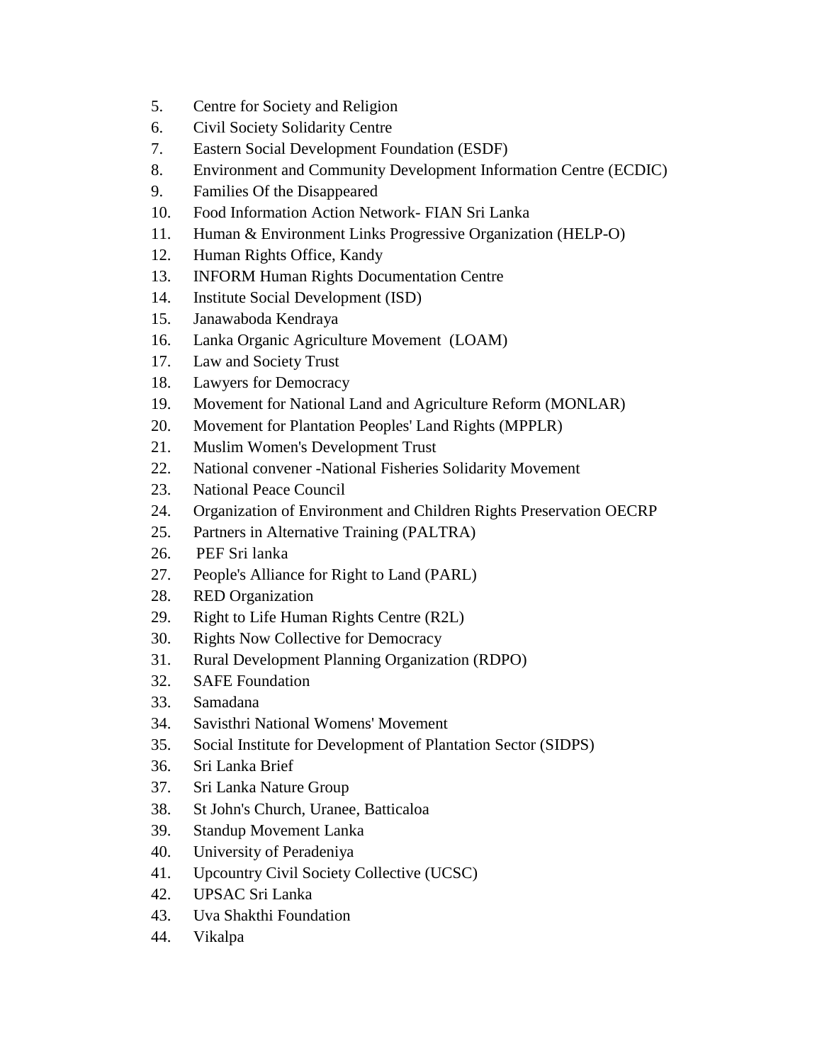5. Centre for Society and Religion
6. Civil Society Solidarity Centre
7. Eastern Social Development Foundation (ESDF)
8. Environment and Community Development Information Centre (ECDIC)
9. Families Of the Disappeared
10. Food Information Action Network- FIAN Sri Lanka
11. Human & Environment Links Progressive Organization (HELP-O)
12. Human Rights Office, Kandy
13. INFORM Human Rights Documentation Centre
14. Institute Social Development (ISD)
15. Janawaboda Kendraya
16. Lanka Organic Agriculture Movement (LOAM)
17. Law and Society Trust
18. Lawyers for Democracy
19. Movement for National Land and Agriculture Reform (MONLAR)
20. Movement for Plantation Peoples' Land Rights (MPPLR)
21. Muslim Women's Development Trust
22. National convener -National Fisheries Solidarity Movement
23. National Peace Council
24. Organization of Environment and Children Rights Preservation OECRP
25. Partners in Alternative Training (PALTRA)
26. PEF Sri lanka
27. People's Alliance for Right to Land (PARL)
28. RED Organization
29. Right to Life Human Rights Centre (R2L)
30. Rights Now Collective for Democracy
31. Rural Development Planning Organization (RDPO)
32. SAFE Foundation
33. Samadana
34. Savisthri National Womens' Movement
35. Social Institute for Development of Plantation Sector (SIDPS)
36. Sri Lanka Brief
37. Sri Lanka Nature Group
38. St John's Church, Uranee, Batticaloa
39. Standup Movement Lanka
40. University of Peradeniya
41. Upcountry Civil Society Collective (UCSC)
42. UPSAC Sri Lanka
43. Uva Shakthi Foundation
44. Vikalpa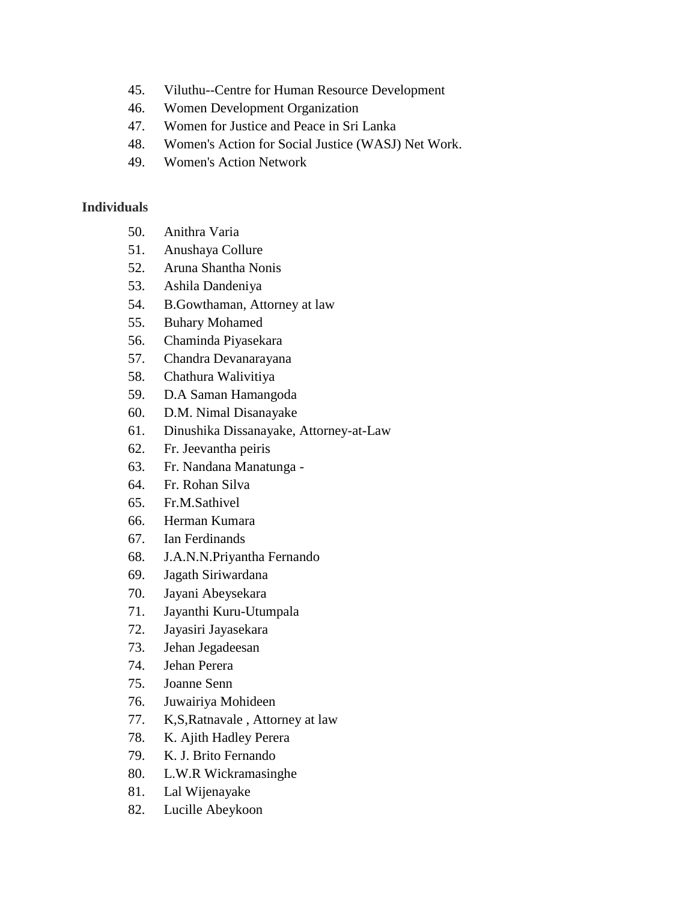45. Viluthu--Centre for Human Resource Development
46. Women Development Organization
47. Women for Justice and Peace in Sri Lanka
48. Women's Action for Social Justice (WASJ) Net Work.
49. Women's Action Network

**Individuals**

50. Anithra Varia
51. Anushaya Collure
52. Aruna Shantha Nonis
53. Ashila Dandeniya
54. B.Gowthaman, Attorney at law
55. Buhary Mohamed
56. Chaminda Piyasekara
57. Chandra Devanarayana
58. Chathura Walivitiya
59. D.A Saman Hamangoda
60. D.M. Nimal Disanayake
61. Dinushika Dissanayake, Attorney-at-Law
62. Fr. Jeevantha peiris
63. Fr. Nandana Manatunga -
64. Fr. Rohan Silva
65. Fr.M.Sathivel
66. Herman Kumara
67. Ian Ferdinands
68. J.A.N.N.Priyantha Fernando
69. Jagath Siriwardana
70. Jayani Abeysekara
71. Jayanthi Kuru-Utumpala
72. Jayasiri Jayasekara
73. Jehan Jegadeesan
74. Jehan Perera
75. Joanne Senn
76. Juwairiya Mohideen
77. K,S,Ratnavale , Attorney at law
78. K. Ajith Hadley Perera
79. K. J. Brito Fernando
80. L.W.R Wickramasinghe
81. Lal Wijenayake
82. Lucille Abeykoon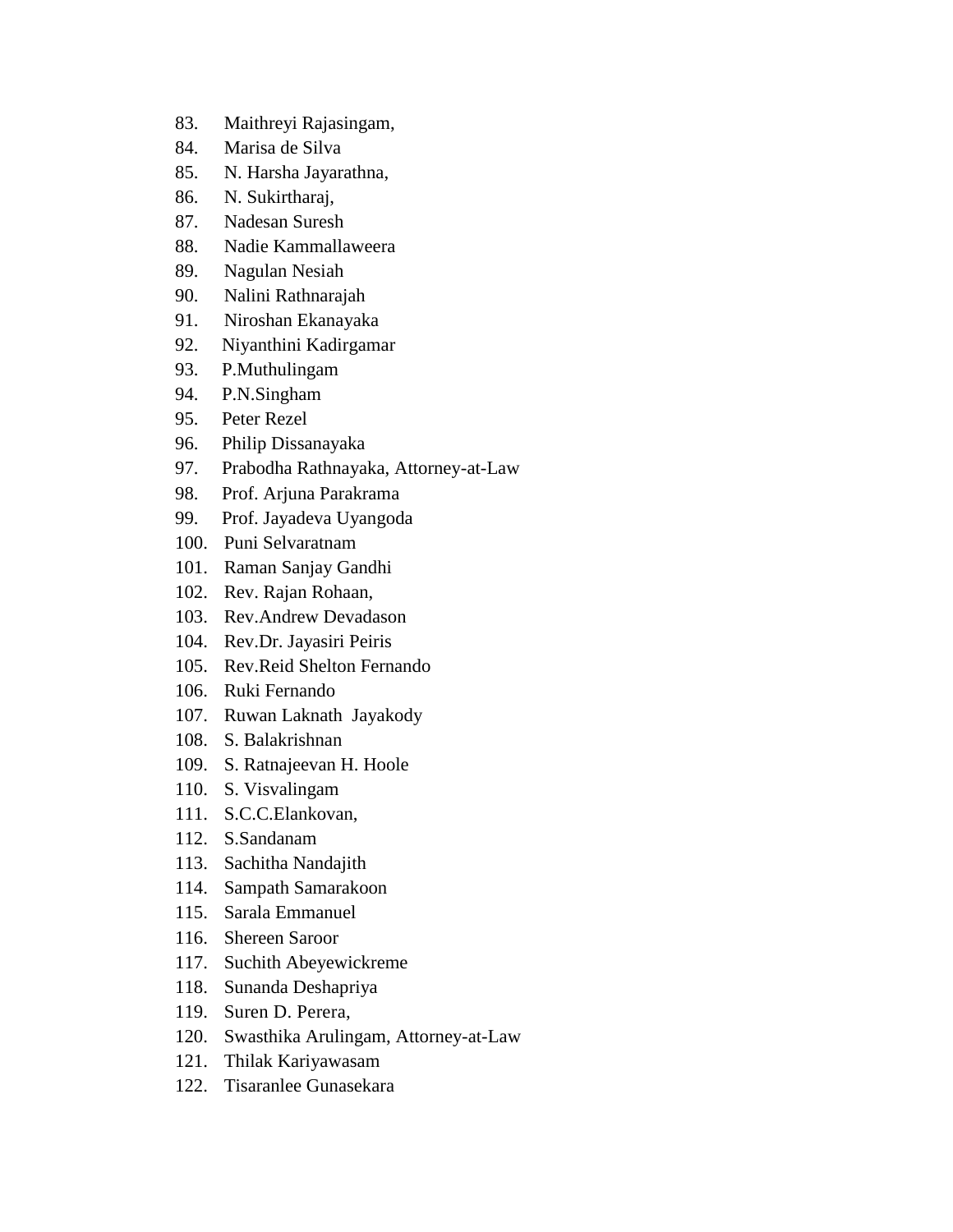83. Maithreyi Rajasingam,
84. Marisa de Silva
85. N. Harsha Jayarathna,
86. N. Sukirtharaj,
87. Nadesan Suresh
88. Nadie Kammallaweera
89. Nagulan Nesiah
90. Nalini Rathnarajah
91. Niroshan Ekanayaka
92. Niyanthini Kadirgamar
93. P.Muthulingam
94. P.N.Singham
95. Peter Rezel
96. Philip Dissanayaka
97. Prabodha Rathnayaka, Attorney-at-Law
98. Prof. Arjuna Parakrama
99. Prof. Jayadeva Uyangoda
100. Puni Selvaratnam
101. Raman Sanjay Gandhi
102. Rev. Rajan Rohaan,
103. Rev.Andrew Devadason
104. Rev.Dr. Jayasiri Peiris
105. Rev.Reid Shelton Fernando
106. Ruki Fernando
107. Ruwan Laknath Jayakody
108. S. Balakrishnan
109. S. Ratnajeevan H. Hoole
110. S. Visvalingam
111. S.C.C.Elankovan,
112. S.Sandanam
113. Sachitha Nandajith
114. Sampath Samarakoon
115. Sarala Emmanuel
116. Shereen Saroor
117. Suchith Abeyewickreme
118. Sunanda Deshapriya
119. Suren D. Perera,
120. Swasthika Arulingam, Attorney-at-Law
121. Thilak Kariyawasam
122. Tisaranlee Gunasekara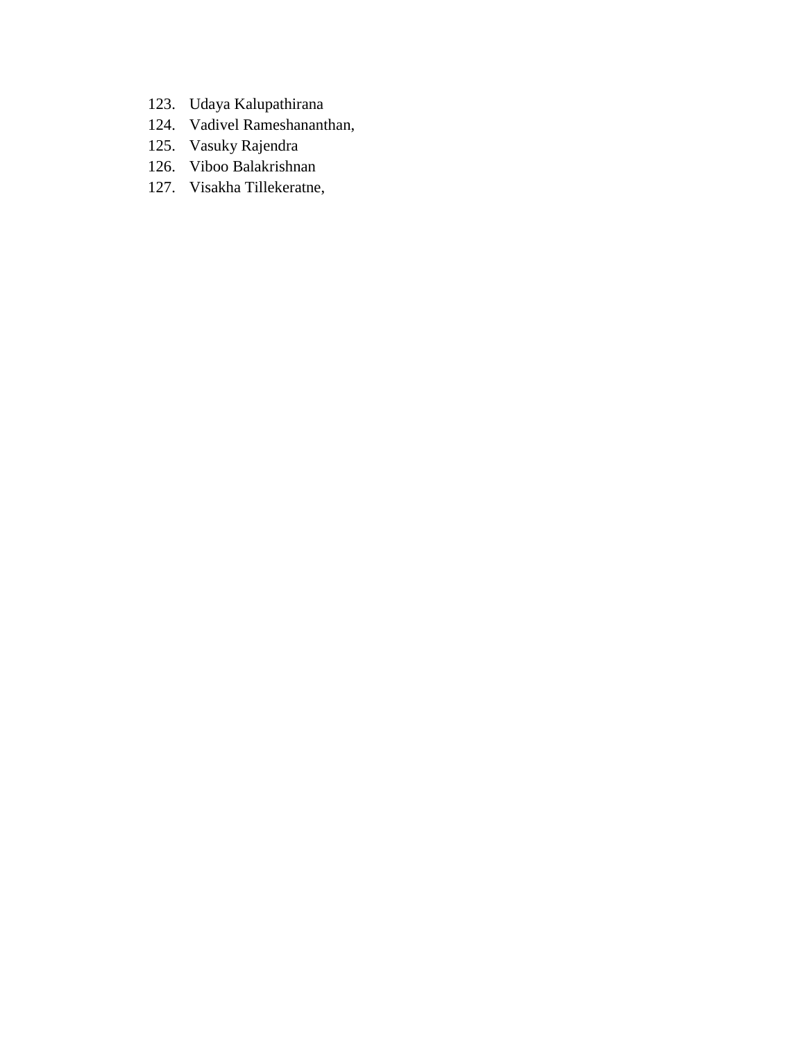123. Udaya Kalupathirana
124. Vadivel Rameshananthan,
125. Vasuky Rajendra
126. Viboo Balakrishnan
127. Visakha Tillekeratne,